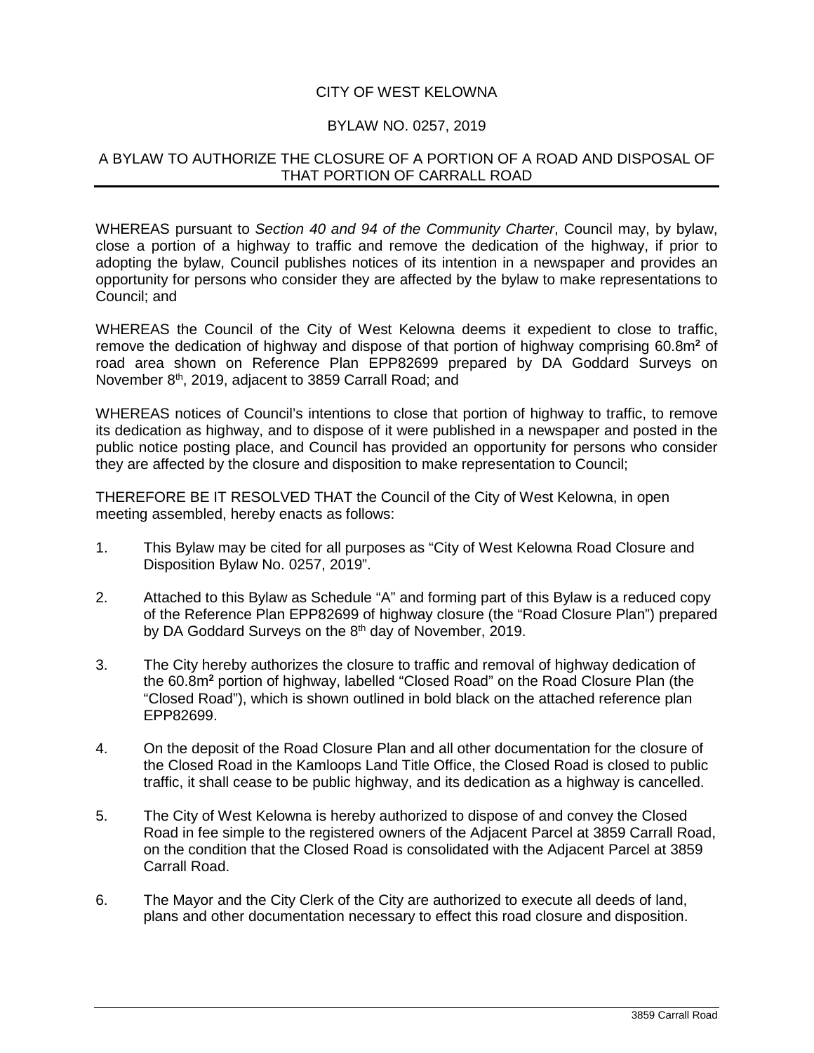# CITY OF WEST KELOWNA

## BYLAW NO. 0257, 2019

## A BYLAW TO AUTHORIZE THE CLOSURE OF A PORTION OF A ROAD AND DISPOSAL OF THAT PORTION OF CARRALL ROAD

WHEREAS pursuant to *Section 40 and 94 of the Community Charter*, Council may, by bylaw, close a portion of a highway to traffic and remove the dedication of the highway, if prior to adopting the bylaw, Council publishes notices of its intention in a newspaper and provides an opportunity for persons who consider they are affected by the bylaw to make representations to Council; and

WHEREAS the Council of the City of West Kelowna deems it expedient to close to traffic, remove the dedication of highway and dispose of that portion of highway comprising 60.8m$^2$ of road area shown on Reference Plan EPP82699 prepared by DA Goddard Surveys on November 8th, 2019, adjacent to 3859 Carrall Road; and

WHEREAS notices of Council's intentions to close that portion of highway to traffic, to remove its dedication as highway, and to dispose of it were published in a newspaper and posted in the public notice posting place, and Council has provided an opportunity for persons who consider they are affected by the closure and disposition to make representation to Council;

THEREFORE BE IT RESOLVED THAT the Council of the City of West Kelowna, in open meeting assembled, hereby enacts as follows:

1. This Bylaw may be cited for all purposes as "City of West Kelowna Road Closure and Disposition Bylaw No. 0257, 2019".

2. Attached to this Bylaw as Schedule "A" and forming part of this Bylaw is a reduced copy of the Reference Plan EPP82699 of highway closure (the "Road Closure Plan") prepared by DA Goddard Surveys on the 8th day of November, 2019.

3. The City hereby authorizes the closure to traffic and removal of highway dedication of the 60.8m$^2$ portion of highway, labelled "Closed Road" on the Road Closure Plan (the "Closed Road"), which is shown outlined in bold black on the attached reference plan EPP82699.

4. On the deposit of the Road Closure Plan and all other documentation for the closure of the Closed Road in the Kamloops Land Title Office, the Closed Road is closed to public traffic, it shall cease to be public highway, and its dedication as a highway is cancelled.

5. The City of West Kelowna is hereby authorized to dispose of and convey the Closed Road in fee simple to the registered owners of the Adjacent Parcel at 3859 Carrall Road, on the condition that the Closed Road is consolidated with the Adjacent Parcel at 3859 Carrall Road.

6. The Mayor and the City Clerk of the City are authorized to execute all deeds of land, plans and other documentation necessary to effect this road closure and disposition.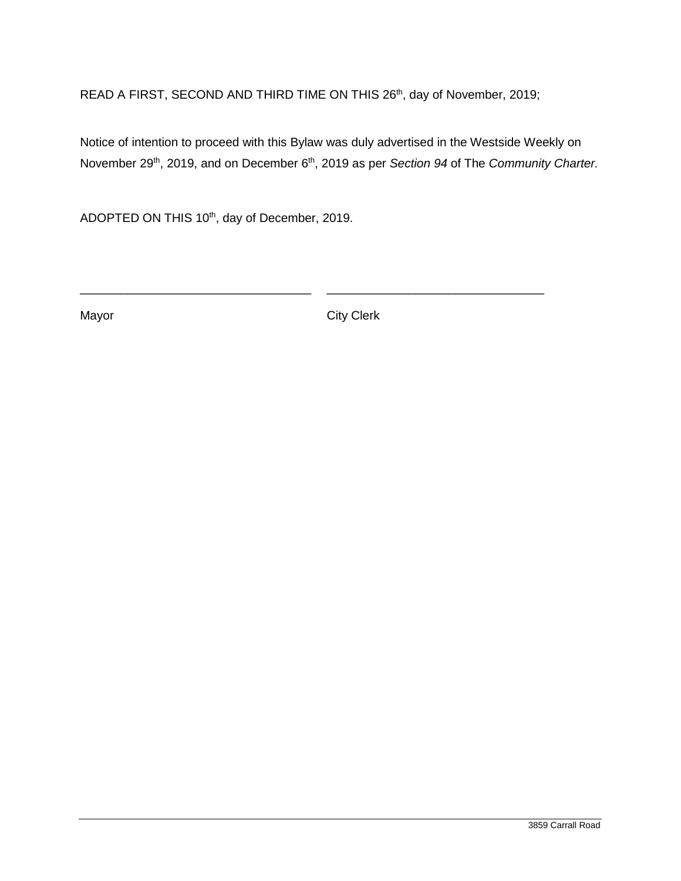READ A FIRST, SECOND AND THIRD TIME ON THIS 26th, day of November, 2019;

Notice of intention to proceed with this Bylaw was duly advertised in the Westside Weekly on November 29th, 2019, and on December 6th, 2019 as per *Section 94* of The *Community Charter.*

ADOPTED ON THIS 10th, day of December, 2019.

\_\_\_\_\_\_\_\_\_\_\_\_\_\_\_\_\_\_\_\_\_\_\_\_\_\_\_\_\_\_\_\_\_\_ \_\_\_\_\_\_\_\_\_\_\_\_\_\_\_\_\_\_\_\_\_\_\_\_\_\_\_\_\_\_\_\_

Mayor City Clerk

3859 Carrall Road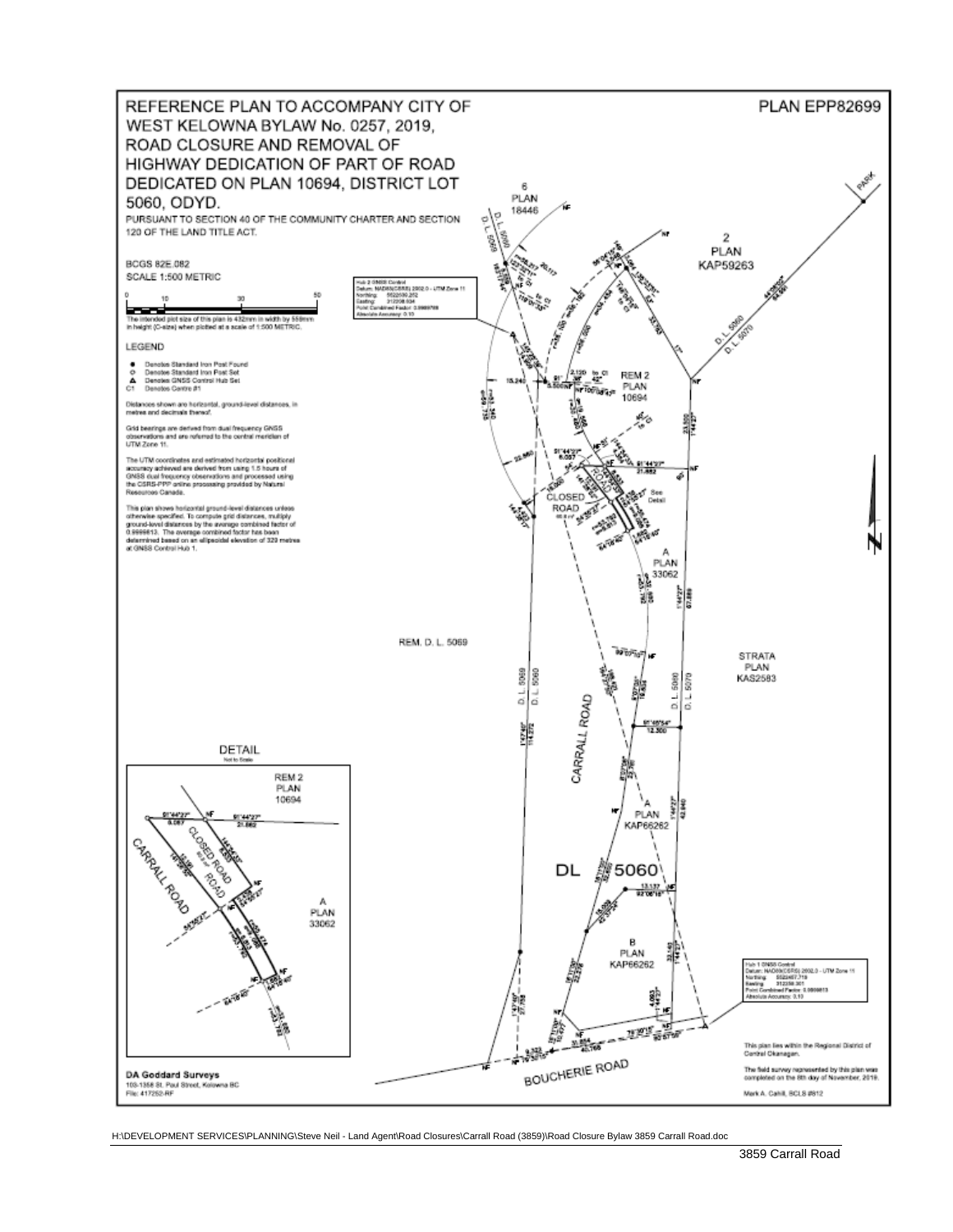# REFERENCE PLAN TO ACCOMPANY CITY OF WEST KELOWNA BYLAW No. 0257, 2019, ROAD CLOSURE AND REMOVAL OF HIGHWAY DEDICATION OF PART OF ROAD DEDICATED ON PLAN 10694, DISTRICT LOT 5060, ODYD.

PLAN EPP82699

PURSUANT TO SECTION 40 OF THE COMMUNITY CHARTER AND SECTION 120 OF THE LAND TITLE ACT.

BCGS 82E.082

SCALE 1:500 METRIC

0 10 30 50

The intended plot size of this plan is 432mm in width by 559mm in height (C-size) when plotted at a scale of 1:500 METRIC.

## LEGEND

- ● Denotes Standard Iron Post Found
- ○ Denotes Standard Iron Post Set
- ▲ Denotes GNSS Control Hub Set
- C1 Denotes Centre #1

Distances shown are horizontal, ground-level distances, in metres and decimals thereof.

Grid bearings are derived from dual frequency GNSS observations and are referred to the central meridian of UTM Zone 11.

The UTM coordinates and estimated horizontal positional accuracy achieved are derived from using 1.5 hours of GNSS dual frequency observations and processed using the CSRS-PPP online processing provided by Natural Resources Canada.

This plan shows horizontal ground-level distances unless otherwise specified. To compute grid distances, multiply ground-level distances by the average combined factor of 0.9999613. The average combined factor has been determined based on an ellipsoidal elevation of 329 metres at GNSS Control Hub 1.

Hub 2 GNSS Control
Datum: NAD83(CSRS) 2002.0 - UTM Zone 11
Northing: 5522030.252
Easting: 312006.934
Point Combined Factor: 0.9999788
Absolute Accuracy: 0.10

Hub 1 GNSS Control
Datum: NAD83(CSRS) 2002.0 - UTM Zone 11
Northing: 5522457.719
Easting: 312250.301
Point Combined Factor: 0.9999613
Absolute Accuracy: 0.13

6 PLAN 18446

2 PLAN KAP59263

PARK

REM 2 PLAN 10694

CLOSED ROAD

A PLAN 33062

REM. D. L. 5069

STRATA PLAN KAS2583

CARRALL ROAD

A PLAN KAP66262

DL 5060

B PLAN KAP66262

BOUCHERIE ROAD

D. L. 5069 / D. L. 5060

D. L. 5060 / D. L. 5070

## DETAIL

Not to Scale

REM 2 PLAN 10694

CLOSED ROAD

CARRALL ROAD

A PLAN 33062

This plan lies within the Regional District of Central Okanagan.

The field survey represented by this plan was completed on the 8th day of November, 2019.

Mark A. Cahill, BCLS #812

**DA Goddard Surveys**
103-1358 St. Paul Street, Kelowna BC
File: 417252-RF

H:\DEVELOPMENT SERVICES\PLANNING\Steve Neil - Land Agent\Road Closures\Carrall Road (3859)\Road Closure Bylaw 3859 Carrall Road.doc

3859 Carrall Road